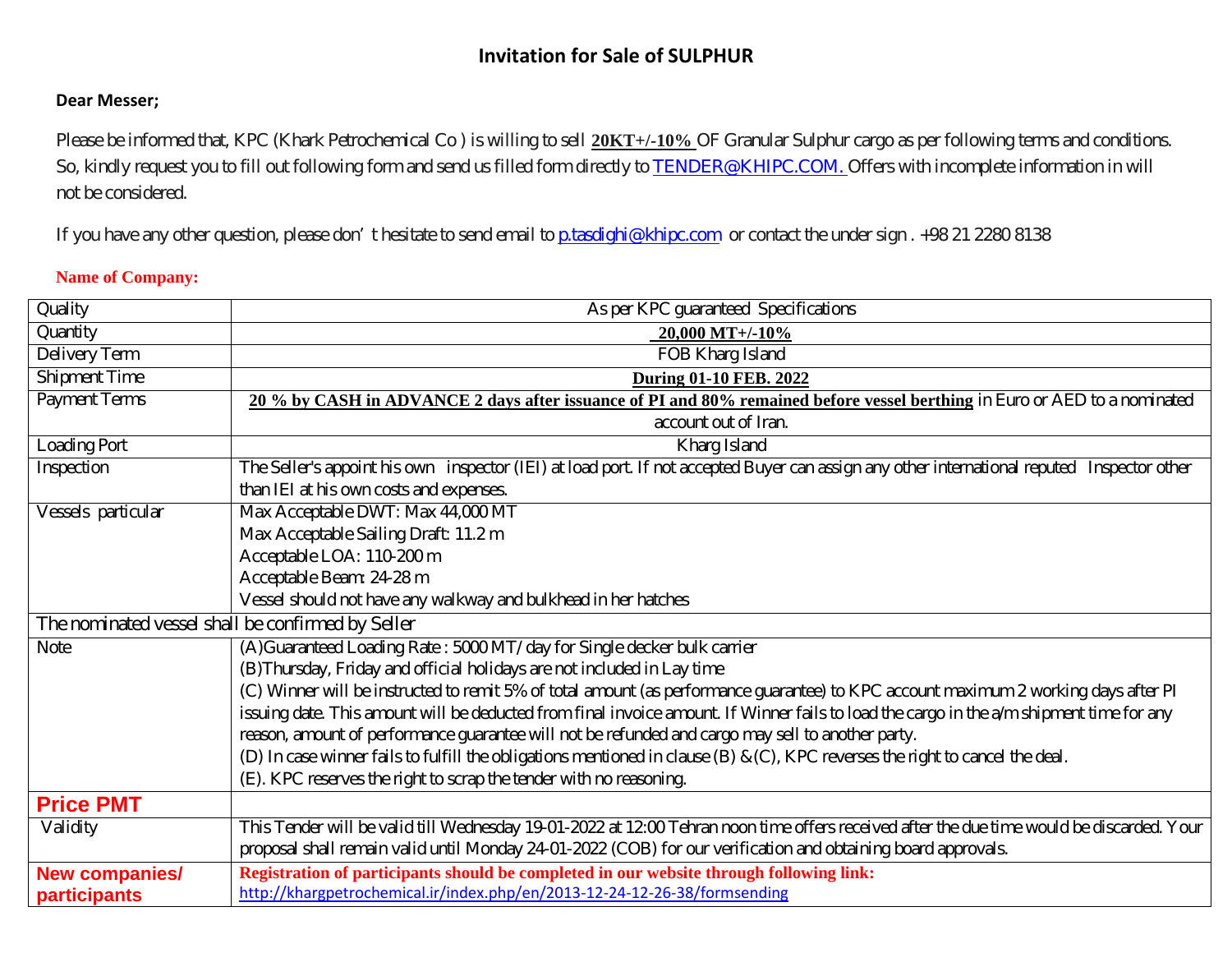# Invitation for Sale of SULPHUR

**Dear Messer;**

Please be informed that, KPC (Khark Petrochemical Co ) is willing to sell **20KT+/-10%** OF Granular Sulphur cargo as per following terms and conditions. So, kindly request you to fill out following form and send us filled form directly to TENDER@KHIPC.COM. Offers with incomplete information in will not be considered.

If you have any other question, please don' t hesitate to send email to p.tasdighi@khipc.com or contact the under sign . +98 21 2280 8138

**Name of Company:**

| | |
|---|---|
| Quality | As per KPC guaranteed Specifications |
| Quantity | **20,000 MT+/-10%** |
| Delivery Term | FOB Kharg Island |
| Shipment Time | **During 01-10 FEB. 2022** |
| Payment Terms | **20 % by CASH in ADVANCE 2 days after issuance of PI and 80% remained before vessel berthing** in Euro or AED to a nominated account out of Iran. |
| Loading Port | Kharg Island |
| Inspection | The Seller's appoint his own inspector (IEI) at load port. If not accepted Buyer can assign any other international reputed Inspector other than IEI at his own costs and expenses. |
| Vessels particular | Max Acceptable DWT: Max 44,000 MT<br>Max Acceptable Sailing Draft: 11.2 m<br>Acceptable LOA: 110-200 m<br>Acceptable Beam: 24-28 m<br>Vessel should not have any walkway and bulkhead in her hatches |
| The nominated vessel shall be confirmed by Seller | |
| Note | (A)Guaranteed Loading Rate : 5000 MT/ day for Single decker bulk carrier<br>(B)Thursday, Friday and official holidays are not included in Lay time<br>(C) Winner will be instructed to remit 5% of total amount (as performance guarantee) to KPC account maximum 2 working days after PI issuing date. This amount will be deducted from final invoice amount. If Winner fails to load the cargo in the a/m shipment time for any reason, amount of performance guarantee will not be refunded and cargo may sell to another party.<br>(D) In case winner fails to fulfill the obligations mentioned in clause (B) &(C), KPC reverses the right to cancel the deal.<br>(E). KPC reserves the right to scrap the tender with no reasoning. |
| **Price PMT** | |
| Validity | This Tender will be valid till Wednesday 19-01-2022 at 12:00 Tehran noon time offers received after the due time would be discarded. Your proposal shall remain valid until Monday 24-01-2022 (COB) for our verification and obtaining board approvals. |
| **New companies/ participants** | **Registration of participants should be completed in our website through following link:**<br>http://khargpetrochemical.ir/index.php/en/2013-12-24-12-26-38/formsending |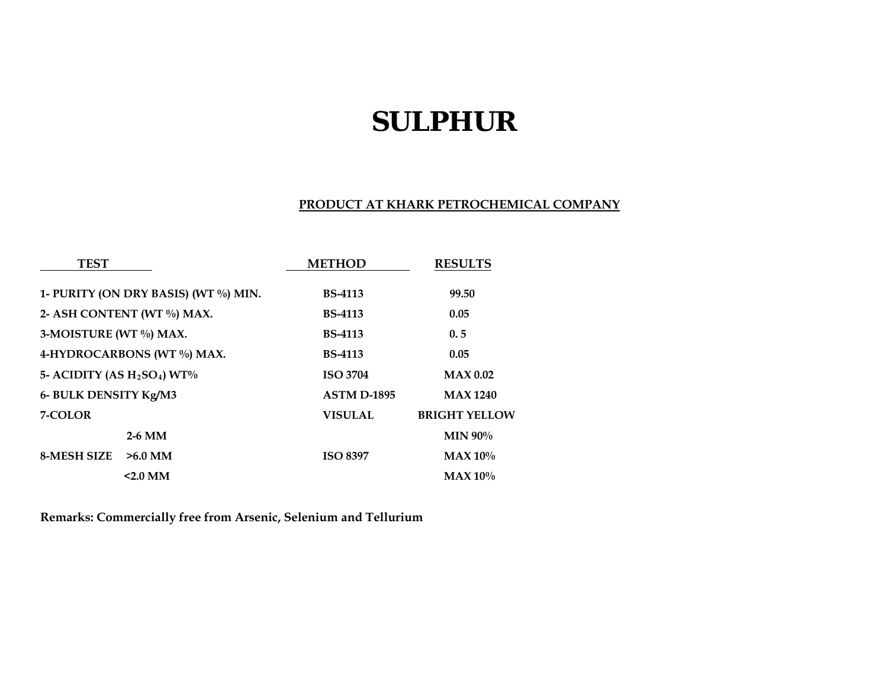# SULPHUR

**PRODUCT AT KHARK PETROCHEMICAL COMPANY**

| TEST | | METHOD | RESULTS |
|---|---|---|---|
| 1- PURITY (ON DRY BASIS) (WT %) MIN. | | BS-4113 | 99.50 |
| 2- ASH CONTENT (WT %) MAX. | | BS-4113 | 0.05 |
| 3-MOISTURE (WT %) MAX. | | BS-4113 | 0. 5 |
| 4-HYDROCARBONS (WT %) MAX. | | BS-4113 | 0.05 |
| 5- ACIDITY (AS $H_2SO_4$) WT% | | ISO 3704 | MAX 0.02 |
| 6- BULK DENSITY Kg/M3 | | ASTM D-1895 | MAX 1240 |
| 7-COLOR | | VISUAL | BRIGHT YELLOW |
| | 2-6 MM | | MIN 90% |
| 8-MESH SIZE | >6.0 MM | ISO 8397 | MAX 10% |
| | <2.0 MM | | MAX 10% |

**Remarks: Commercially free from Arsenic, Selenium and Tellurium**